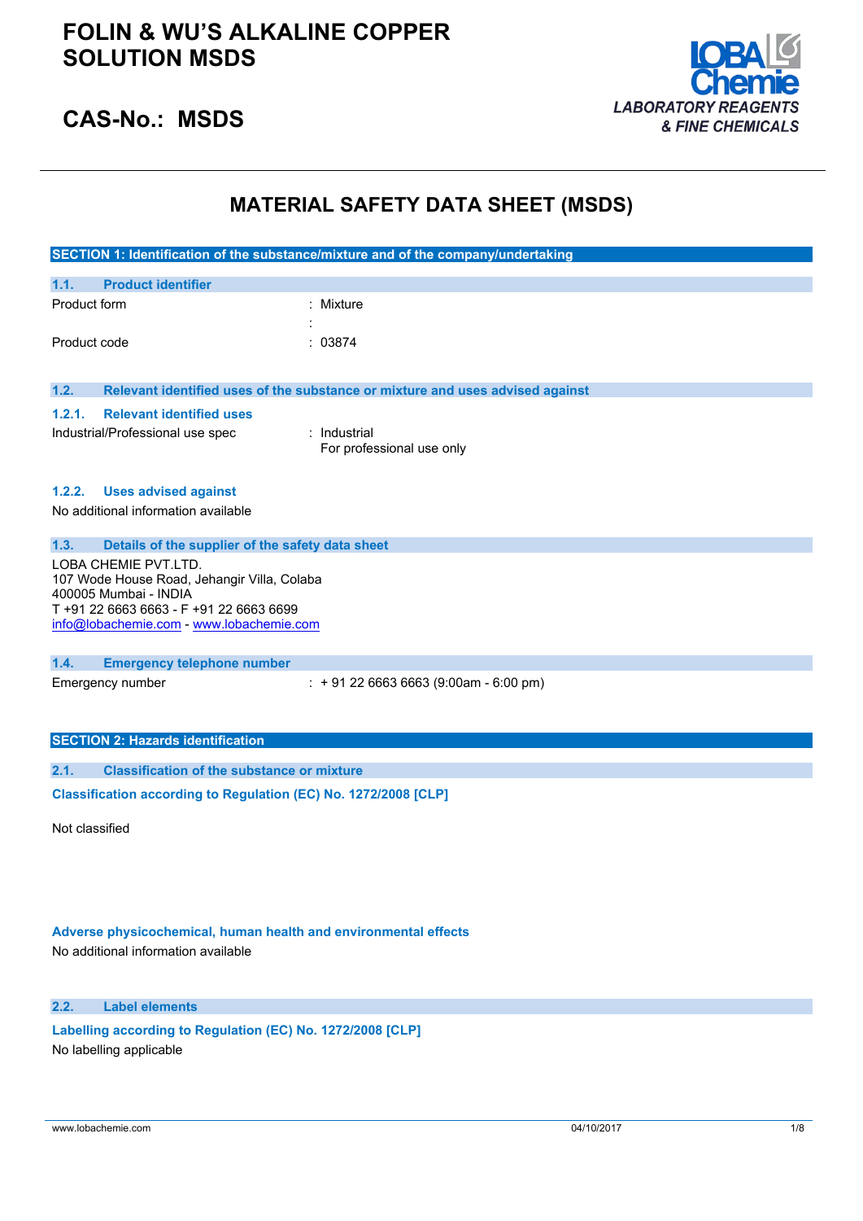# FOLIN & WU'S ALKALINE COPPER SOLUTION MSDS

## CAS-No.: MSDS

LOBA Chemie
LABORATORY REAGENTS & FINE CHEMICALS

# MATERIAL SAFETY DATA SHEET (MSDS)

## SECTION 1: Identification of the substance/mixture and of the company/undertaking

### 1.1. Product identifier

Product form : Mixture

:

Product code : 03874

### 1.2. Relevant identified uses of the substance or mixture and uses advised against

#### 1.2.1. Relevant identified uses

Industrial/Professional use spec : Industrial
For professional use only

#### 1.2.2. Uses advised against

No additional information available

### 1.3. Details of the supplier of the safety data sheet

LOBA CHEMIE PVT.LTD.
107 Wode House Road, Jehangir Villa, Colaba
400005 Mumbai - INDIA
T +91 22 6663 6663 - F +91 22 6663 6699
info@lobachemie.com - www.lobachemie.com

### 1.4. Emergency telephone number

Emergency number : + 91 22 6663 6663 (9:00am - 6:00 pm)

## SECTION 2: Hazards identification

### 2.1. Classification of the substance or mixture

**Classification according to Regulation (EC) No. 1272/2008 [CLP]**

Not classified

**Adverse physicochemical, human health and environmental effects**

No additional information available

### 2.2. Label elements

**Labelling according to Regulation (EC) No. 1272/2008 [CLP]**

No labelling applicable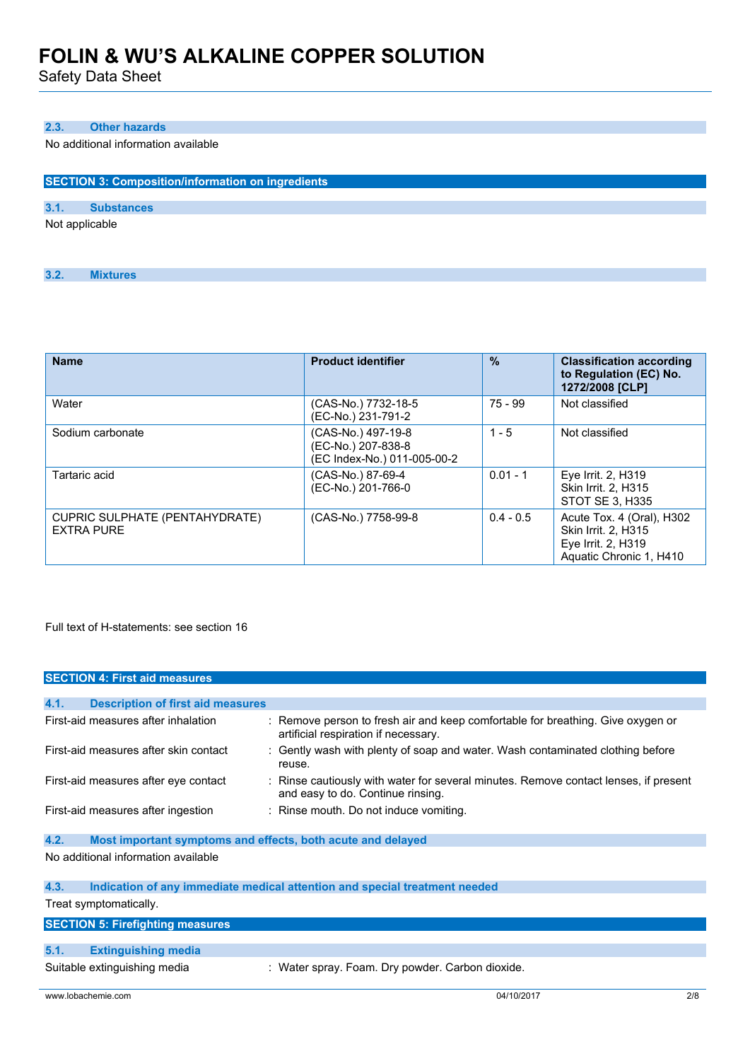### 2.3. Other hazards

No additional information available

## SECTION 3: Composition/information on ingredients

### 3.1. Substances

Not applicable

### 3.2. Mixtures

| Name | Product identifier | % | Classification according to Regulation (EC) No. 1272/2008 [CLP] |
|---|---|---|---|
| Water | (CAS-No.) 7732-18-5<br>(EC-No.) 231-791-2 | 75 - 99 | Not classified |
| Sodium carbonate | (CAS-No.) 497-19-8<br>(EC-No.) 207-838-8<br>(EC Index-No.) 011-005-00-2 | 1 - 5 | Not classified |
| Tartaric acid | (CAS-No.) 87-69-4<br>(EC-No.) 201-766-0 | 0.01 - 1 | Eye Irrit. 2, H319<br>Skin Irrit. 2, H315<br>STOT SE 3, H335 |
| CUPRIC SULPHATE (PENTAHYDRATE) EXTRA PURE | (CAS-No.) 7758-99-8 | 0.4 - 0.5 | Acute Tox. 4 (Oral), H302<br>Skin Irrit. 2, H315<br>Eye Irrit. 2, H319<br>Aquatic Chronic 1, H410 |

Full text of H-statements: see section 16

## SECTION 4: First aid measures

### 4.1. Description of first aid measures

First-aid measures after inhalation : Remove person to fresh air and keep comfortable for breathing. Give oxygen or artificial respiration if necessary.

First-aid measures after skin contact : Gently wash with plenty of soap and water. Wash contaminated clothing before reuse.

First-aid measures after eye contact : Rinse cautiously with water for several minutes. Remove contact lenses, if present and easy to do. Continue rinsing.

First-aid measures after ingestion : Rinse mouth. Do not induce vomiting.

### 4.2. Most important symptoms and effects, both acute and delayed

No additional information available

### 4.3. Indication of any immediate medical attention and special treatment needed

Treat symptomatically.

## SECTION 5: Firefighting measures

### 5.1. Extinguishing media

Suitable extinguishing media : Water spray. Foam. Dry powder. Carbon dioxide.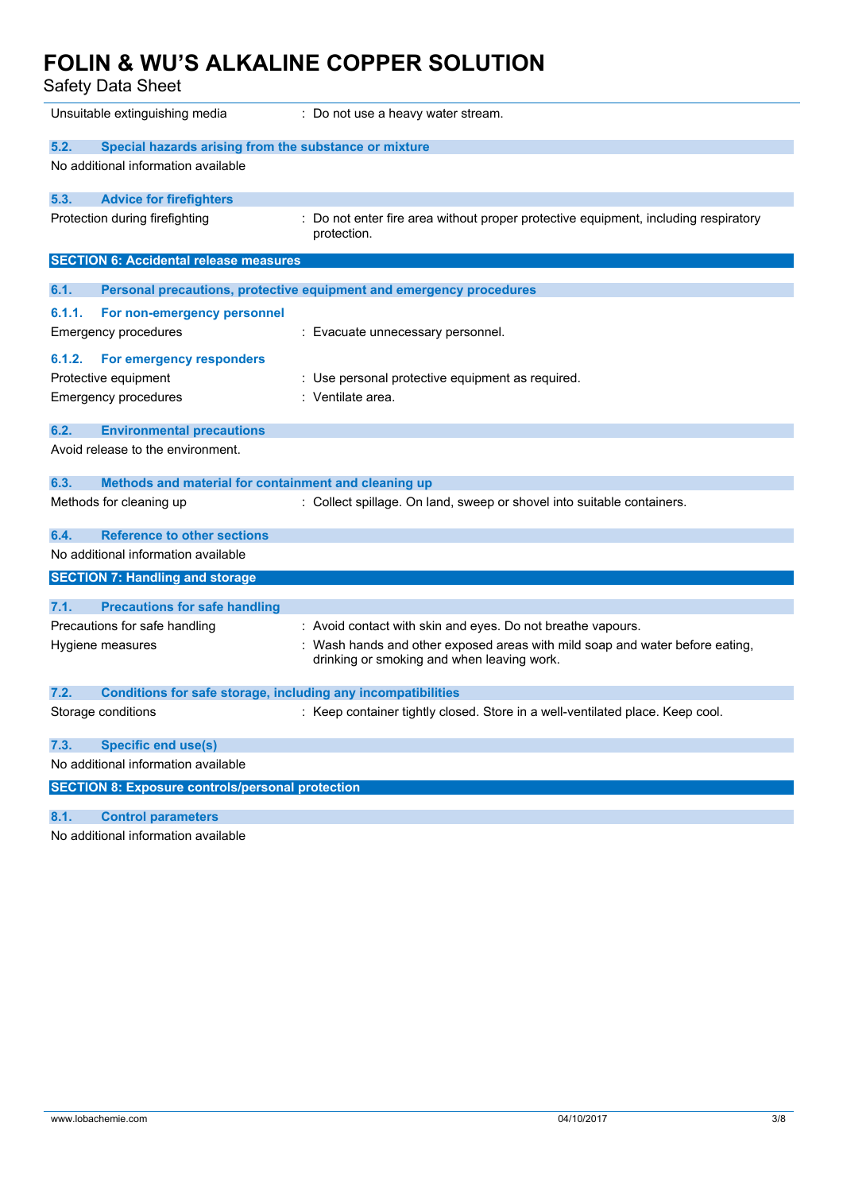| | |
|---|---|
| Unsuitable extinguishing media | : Do not use a heavy water stream. |

### 5.2. Special hazards arising from the substance or mixture

No additional information available

### 5.3. Advice for firefighters

| | |
|---|---|
| Protection during firefighting | : Do not enter fire area without proper protective equipment, including respiratory protection. |

## SECTION 6: Accidental release measures

### 6.1. Personal precautions, protective equipment and emergency procedures

#### 6.1.1. For non-emergency personnel

| | |
|---|---|
| Emergency procedures | : Evacuate unnecessary personnel. |

#### 6.1.2. For emergency responders

| | |
|---|---|
| Protective equipment | : Use personal protective equipment as required. |
| Emergency procedures | : Ventilate area. |

### 6.2. Environmental precautions

Avoid release to the environment.

### 6.3. Methods and material for containment and cleaning up

| | |
|---|---|
| Methods for cleaning up | : Collect spillage. On land, sweep or shovel into suitable containers. |

### 6.4. Reference to other sections

No additional information available

## SECTION 7: Handling and storage

### 7.1. Precautions for safe handling

| | |
|---|---|
| Precautions for safe handling | : Avoid contact with skin and eyes. Do not breathe vapours. |
| Hygiene measures | : Wash hands and other exposed areas with mild soap and water before eating, drinking or smoking and when leaving work. |

### 7.2. Conditions for safe storage, including any incompatibilities

| | |
|---|---|
| Storage conditions | : Keep container tightly closed. Store in a well-ventilated place. Keep cool. |

### 7.3. Specific end use(s)

No additional information available

## SECTION 8: Exposure controls/personal protection

### 8.1. Control parameters

No additional information available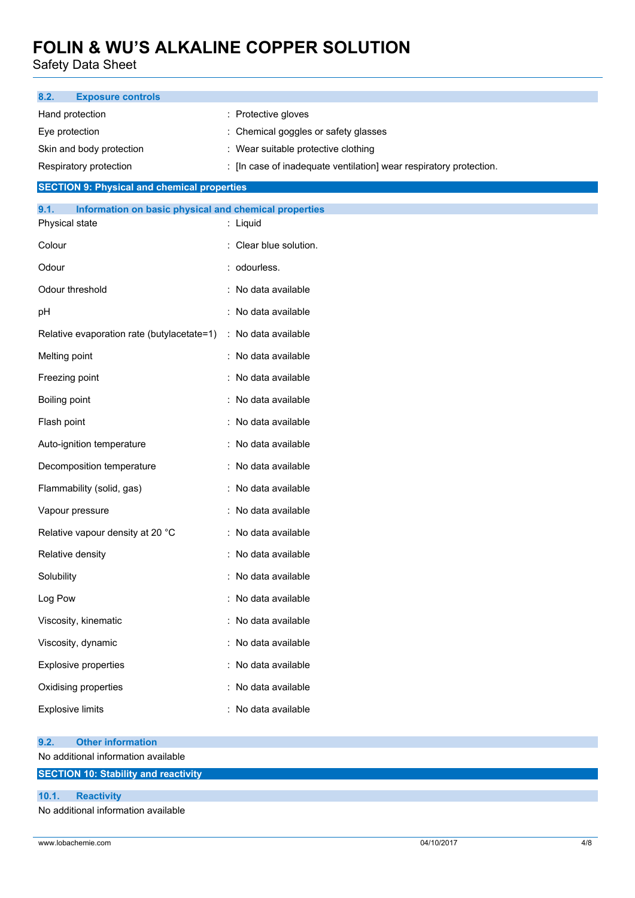### 8.2. Exposure controls

| | |
|---|---|
| Hand protection | : Protective gloves |
| Eye protection | : Chemical goggles or safety glasses |
| Skin and body protection | : Wear suitable protective clothing |
| Respiratory protection | : [In case of inadequate ventilation] wear respiratory protection. |

## SECTION 9: Physical and chemical properties

### 9.1. Information on basic physical and chemical properties

| | |
|---|---|
| Physical state | : Liquid |
| Colour | : Clear blue solution. |
| Odour | : odourless. |
| Odour threshold | : No data available |
| pH | : No data available |
| Relative evaporation rate (butylacetate=1) | : No data available |
| Melting point | : No data available |
| Freezing point | : No data available |
| Boiling point | : No data available |
| Flash point | : No data available |
| Auto-ignition temperature | : No data available |
| Decomposition temperature | : No data available |
| Flammability (solid, gas) | : No data available |
| Vapour pressure | : No data available |
| Relative vapour density at 20 °C | : No data available |
| Relative density | : No data available |
| Solubility | : No data available |
| Log Pow | : No data available |
| Viscosity, kinematic | : No data available |
| Viscosity, dynamic | : No data available |
| Explosive properties | : No data available |
| Oxidising properties | : No data available |
| Explosive limits | : No data available |

### 9.2. Other information

No additional information available

## SECTION 10: Stability and reactivity

### 10.1. Reactivity

No additional information available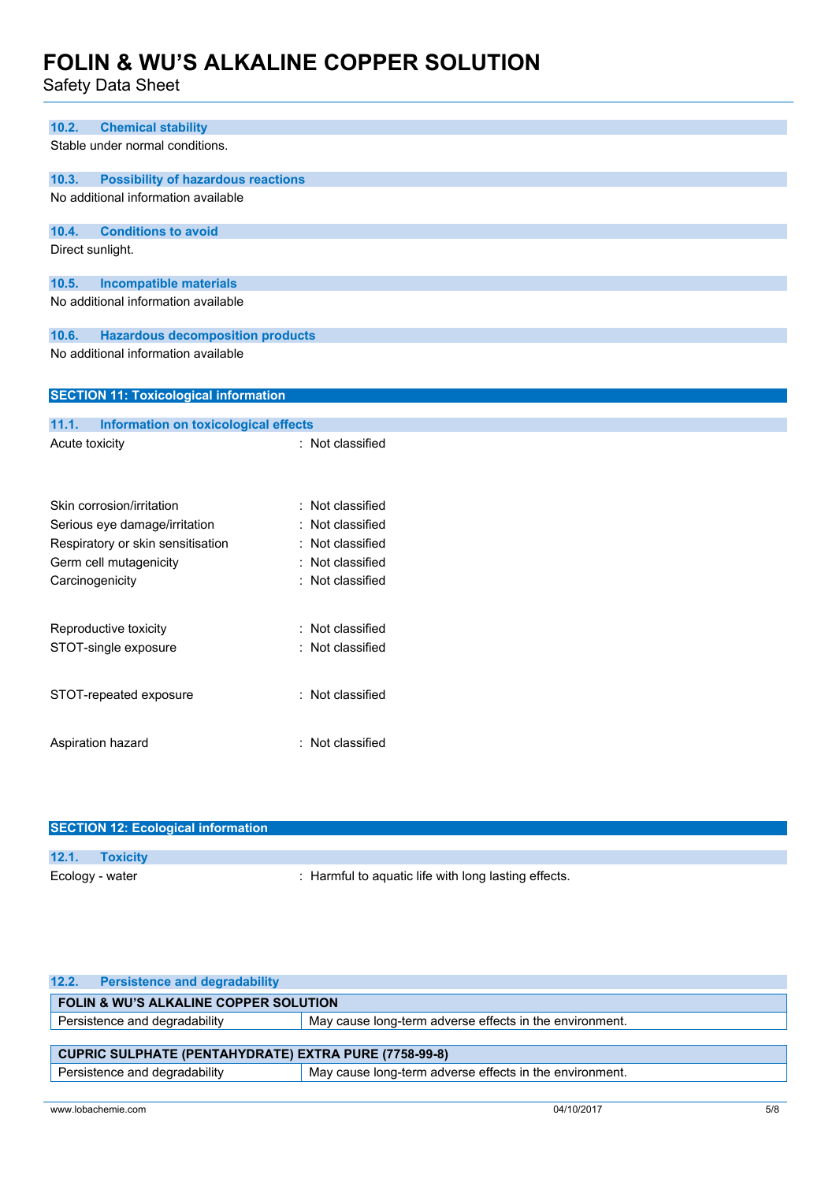### 10.2. Chemical stability

Stable under normal conditions.

### 10.3. Possibility of hazardous reactions

No additional information available

### 10.4. Conditions to avoid

Direct sunlight.

### 10.5. Incompatible materials

No additional information available

### 10.6. Hazardous decomposition products

No additional information available

## SECTION 11: Toxicological information

### 11.1. Information on toxicological effects

Acute toxicity : Not classified

Skin corrosion/irritation : Not classified

Serious eye damage/irritation : Not classified

Respiratory or skin sensitisation : Not classified

Germ cell mutagenicity : Not classified

Carcinogenicity : Not classified

Reproductive toxicity : Not classified

STOT-single exposure : Not classified

STOT-repeated exposure : Not classified

Aspiration hazard : Not classified

## SECTION 12: Ecological information

### 12.1. Toxicity

Ecology - water : Harmful to aquatic life with long lasting effects.

### 12.2. Persistence and degradability

| FOLIN & WU'S ALKALINE COPPER SOLUTION | |
|---|---|
| Persistence and degradability | May cause long-term adverse effects in the environment. |

| CUPRIC SULPHATE (PENTAHYDRATE) EXTRA PURE (7758-99-8) | |
|---|---|
| Persistence and degradability | May cause long-term adverse effects in the environment. |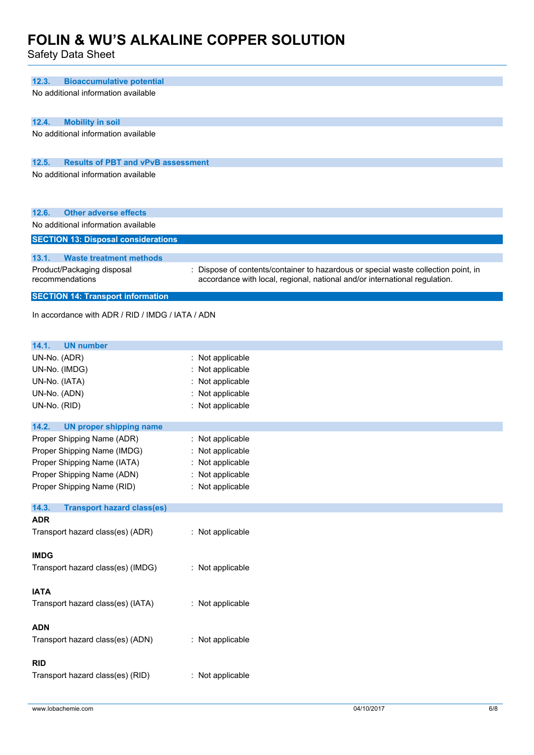### 12.3. Bioaccumulative potential

No additional information available

### 12.4. Mobility in soil

No additional information available

### 12.5. Results of PBT and vPvB assessment

No additional information available

### 12.6. Other adverse effects

No additional information available

## SECTION 13: Disposal considerations

### 13.1. Waste treatment methods

Product/Packaging disposal recommendations : Dispose of contents/container to hazardous or special waste collection point, in accordance with local, regional, national and/or international regulation.

## SECTION 14: Transport information

In accordance with ADR / RID / IMDG / IATA / ADN

### 14.1. UN number

UN-No. (ADR) : Not applicable
UN-No. (IMDG) : Not applicable
UN-No. (IATA) : Not applicable
UN-No. (ADN) : Not applicable
UN-No. (RID) : Not applicable

### 14.2. UN proper shipping name

Proper Shipping Name (ADR) : Not applicable
Proper Shipping Name (IMDG) : Not applicable
Proper Shipping Name (IATA) : Not applicable
Proper Shipping Name (ADN) : Not applicable
Proper Shipping Name (RID) : Not applicable

### 14.3. Transport hazard class(es)

**ADR**

Transport hazard class(es) (ADR) : Not applicable

**IMDG**

Transport hazard class(es) (IMDG) : Not applicable

**IATA**

Transport hazard class(es) (IATA) : Not applicable

**ADN**

Transport hazard class(es) (ADN) : Not applicable

**RID**

Transport hazard class(es) (RID) : Not applicable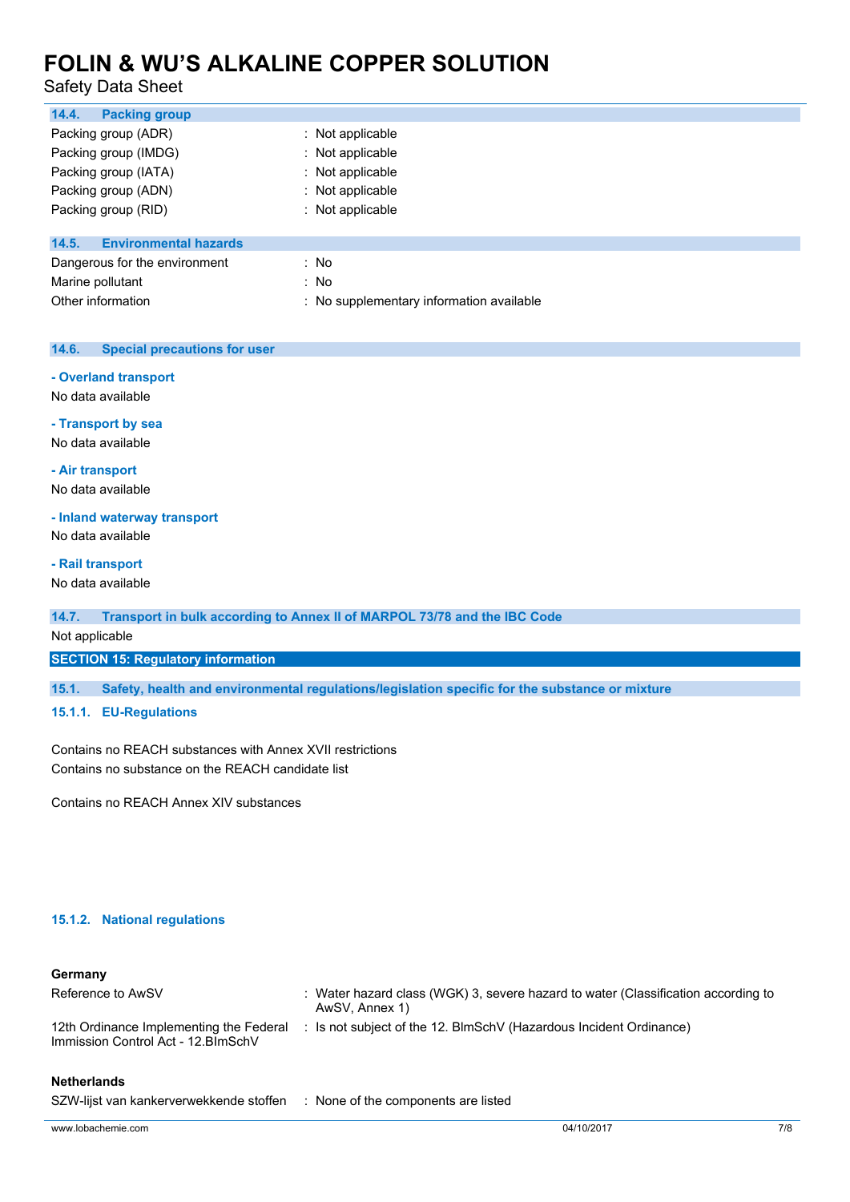### 14.4. Packing group

| | |
|---|---|
| Packing group (ADR) | : Not applicable |
| Packing group (IMDG) | : Not applicable |
| Packing group (IATA) | : Not applicable |
| Packing group (ADN) | : Not applicable |
| Packing group (RID) | : Not applicable |

### 14.5. Environmental hazards

| | |
|---|---|
| Dangerous for the environment | : No |
| Marine pollutant | : No |
| Other information | : No supplementary information available |

### 14.6. Special precautions for user

**- Overland transport**

No data available

**- Transport by sea**

No data available

**- Air transport**

No data available

**- Inland waterway transport**

No data available

**- Rail transport**

No data available

### 14.7. Transport in bulk according to Annex II of MARPOL 73/78 and the IBC Code

Not applicable

## SECTION 15: Regulatory information

### 15.1. Safety, health and environmental regulations/legislation specific for the substance or mixture

#### 15.1.1. EU-Regulations

Contains no REACH substances with Annex XVII restrictions
Contains no substance on the REACH candidate list

Contains no REACH Annex XIV substances

#### 15.1.2. National regulations

**Germany**

| | |
|---|---|
| Reference to AwSV | : Water hazard class (WGK) 3, severe hazard to water (Classification according to AwSV, Annex 1) |
| 12th Ordinance Implementing the Federal Immission Control Act - 12.BImSchV | : Is not subject of the 12. BlmSchV (Hazardous Incident Ordinance) |

**Netherlands**

| | |
|---|---|
| SZW-lijst van kankerverwekkende stoffen | : None of the components are listed |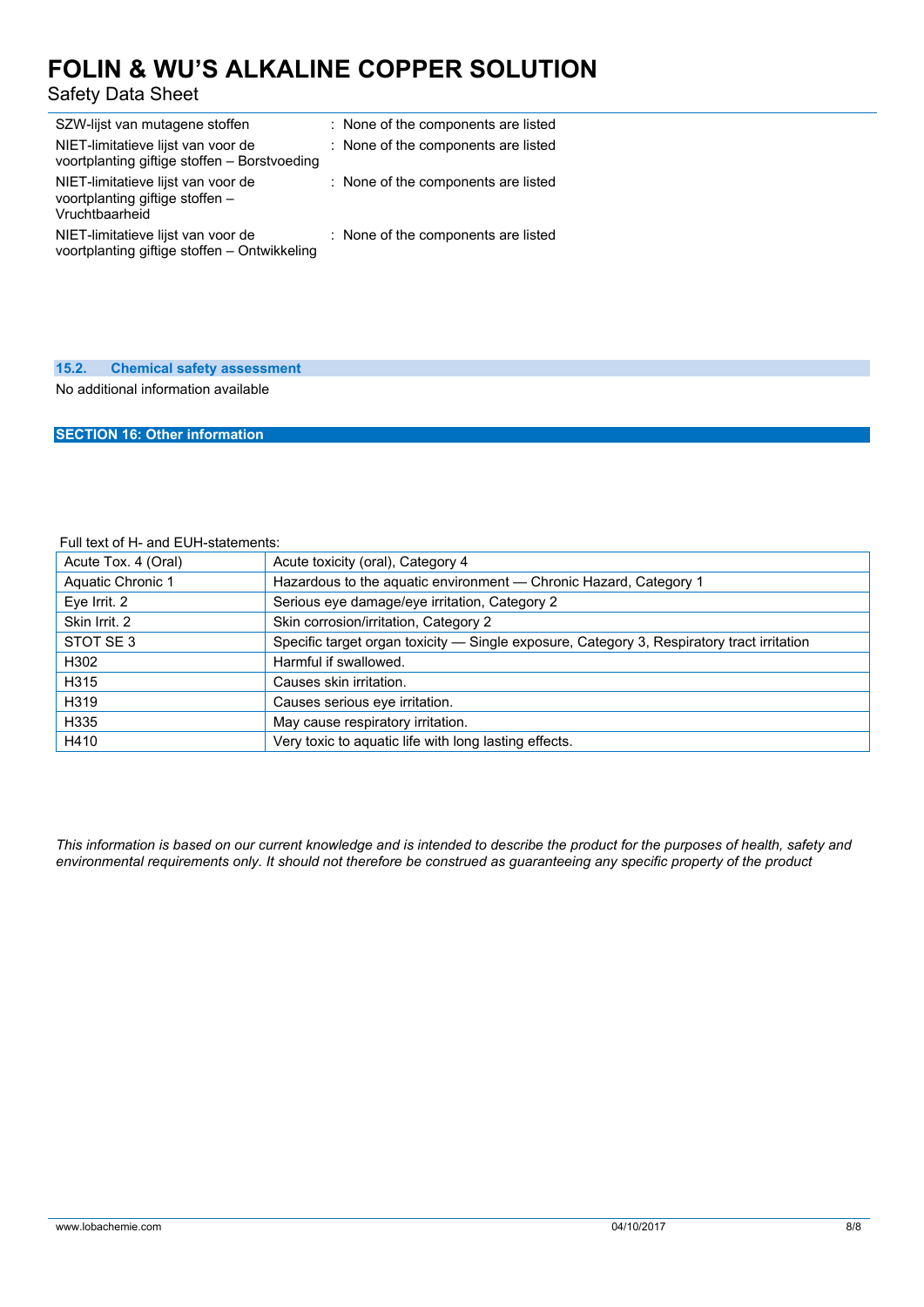| | |
|---|---|
| SZW-lijst van mutagene stoffen | : None of the components are listed |
| NIET-limitatieve lijst van voor de voortplanting giftige stoffen – Borstvoeding | : None of the components are listed |
| NIET-limitatieve lijst van voor de voortplanting giftige stoffen – Vruchtbaarheid | : None of the components are listed |
| NIET-limitatieve lijst van voor de voortplanting giftige stoffen – Ontwikkeling | : None of the components are listed |

### 15.2. Chemical safety assessment

No additional information available

## SECTION 16: Other information

Full text of H- and EUH-statements:

| | |
|---|---|
| Acute Tox. 4 (Oral) | Acute toxicity (oral), Category 4 |
| Aquatic Chronic 1 | Hazardous to the aquatic environment — Chronic Hazard, Category 1 |
| Eye Irrit. 2 | Serious eye damage/eye irritation, Category 2 |
| Skin Irrit. 2 | Skin corrosion/irritation, Category 2 |
| STOT SE 3 | Specific target organ toxicity — Single exposure, Category 3, Respiratory tract irritation |
| H302 | Harmful if swallowed. |
| H315 | Causes skin irritation. |
| H319 | Causes serious eye irritation. |
| H335 | May cause respiratory irritation. |
| H410 | Very toxic to aquatic life with long lasting effects. |

*This information is based on our current knowledge and is intended to describe the product for the purposes of health, safety and environmental requirements only. It should not therefore be construed as guaranteeing any specific property of the product*